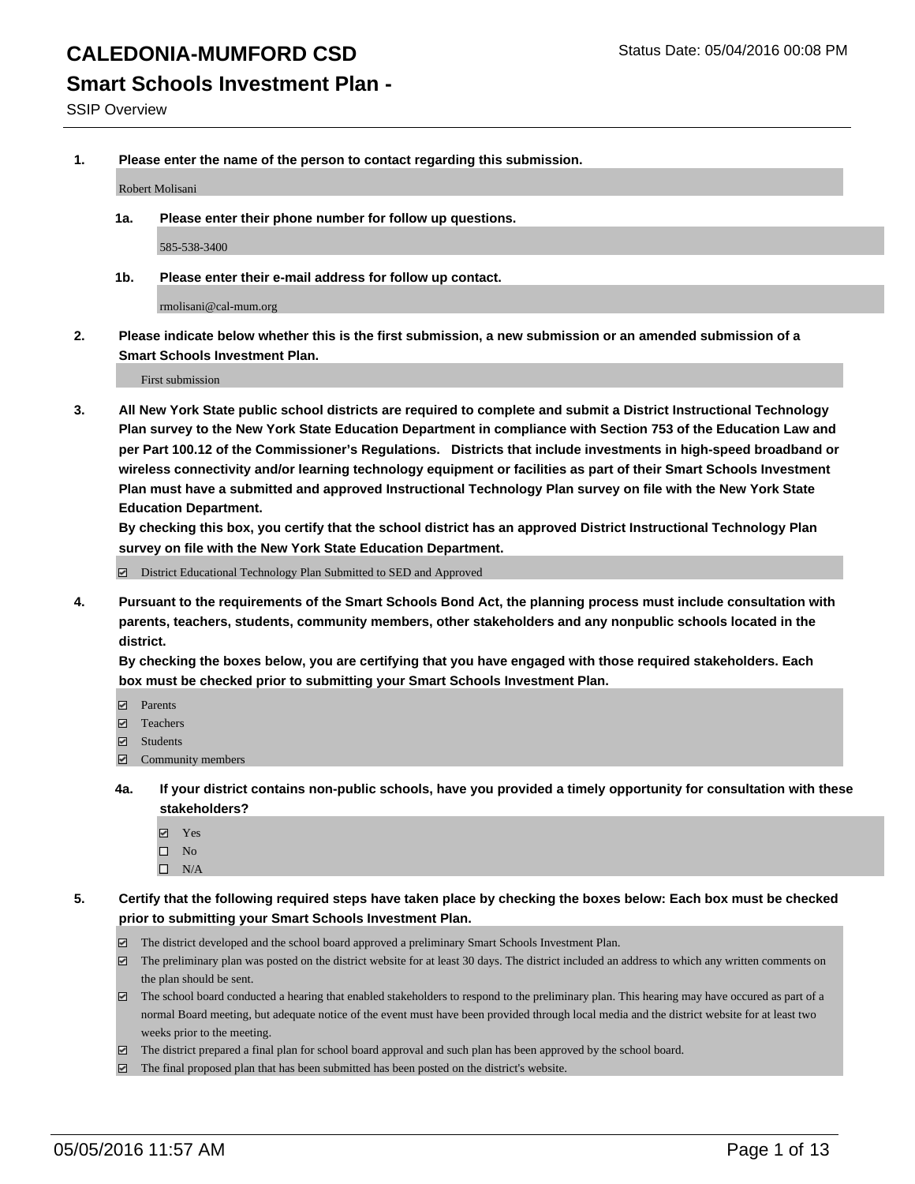# CALEDONIA-MUMFORD CSD

Status Date: 05/04/2016 00:08 PM

## Smart Schools Investment Plan -

SSIP Overview

**1. Please enter the name of the person to contact regarding this submission.**

Robert Molisani

**1a. Please enter their phone number for follow up questions.**

585-538-3400

**1b. Please enter their e-mail address for follow up contact.**

rmolisani@cal-mum.org

**2. Please indicate below whether this is the first submission, a new submission or an amended submission of a Smart Schools Investment Plan.**

First submission

**3. All New York State public school districts are required to complete and submit a District Instructional Technology Plan survey to the New York State Education Department in compliance with Section 753 of the Education Law and per Part 100.12 of the Commissioner's Regulations. Districts that include investments in high-speed broadband or wireless connectivity and/or learning technology equipment or facilities as part of their Smart Schools Investment Plan must have a submitted and approved Instructional Technology Plan survey on file with the New York State Education Department.**
**By checking this box, you certify that the school district has an approved District Instructional Technology Plan survey on file with the New York State Education Department.**

- [x] District Educational Technology Plan Submitted to SED and Approved

**4. Pursuant to the requirements of the Smart Schools Bond Act, the planning process must include consultation with parents, teachers, students, community members, other stakeholders and any nonpublic schools located in the district.**
**By checking the boxes below, you are certifying that you have engaged with those required stakeholders. Each box must be checked prior to submitting your Smart Schools Investment Plan.**

- [x] Parents
- [x] Teachers
- [x] Students
- [x] Community members

**4a. If your district contains non-public schools, have you provided a timely opportunity for consultation with these stakeholders?**

- [x] Yes
- [ ] No
- [ ] N/A

**5. Certify that the following required steps have taken place by checking the boxes below: Each box must be checked prior to submitting your Smart Schools Investment Plan.**

- [x] The district developed and the school board approved a preliminary Smart Schools Investment Plan.
- [x] The preliminary plan was posted on the district website for at least 30 days. The district included an address to which any written comments on the plan should be sent.
- [x] The school board conducted a hearing that enabled stakeholders to respond to the preliminary plan. This hearing may have occured as part of a normal Board meeting, but adequate notice of the event must have been provided through local media and the district website for at least two weeks prior to the meeting.
- [x] The district prepared a final plan for school board approval and such plan has been approved by the school board.
- [x] The final proposed plan that has been submitted has been posted on the district's website.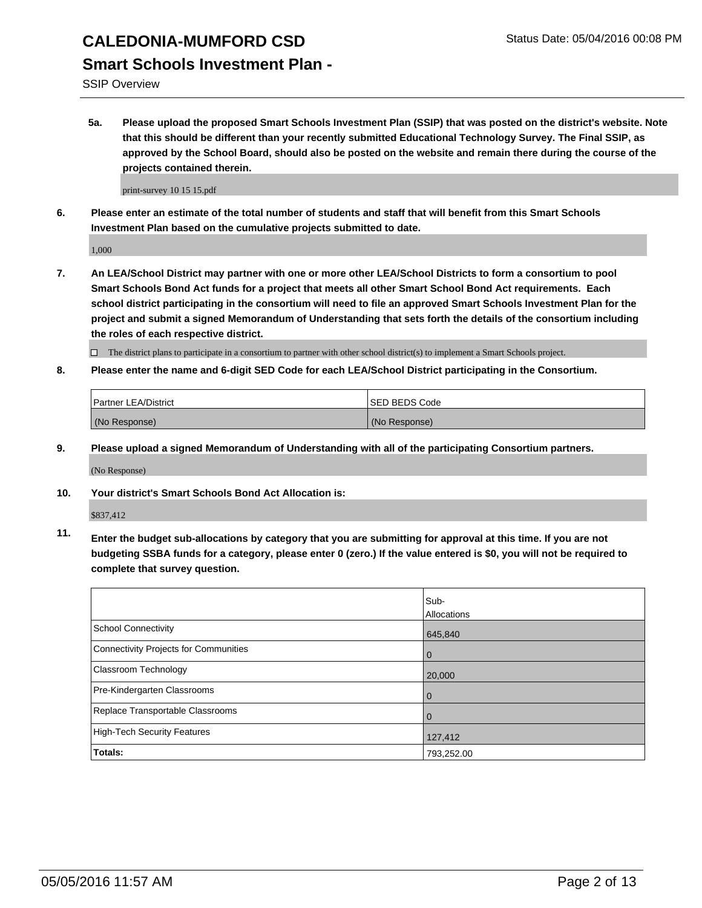# CALEDONIA-MUMFORD CSD

Status Date: 05/04/2016 00:08 PM

## Smart Schools Investment Plan -

SSIP Overview

**5a. Please upload the proposed Smart Schools Investment Plan (SSIP) that was posted on the district's website. Note that this should be different than your recently submitted Educational Technology Survey. The Final SSIP, as approved by the School Board, should also be posted on the website and remain there during the course of the projects contained therein.**

print-survey 10 15 15.pdf

**6. Please enter an estimate of the total number of students and staff that will benefit from this Smart Schools Investment Plan based on the cumulative projects submitted to date.**

1,000

**7. An LEA/School District may partner with one or more other LEA/School Districts to form a consortium to pool Smart Schools Bond Act funds for a project that meets all other Smart School Bond Act requirements. Each school district participating in the consortium will need to file an approved Smart Schools Investment Plan for the project and submit a signed Memorandum of Understanding that sets forth the details of the consortium including the roles of each respective district.**

☐ The district plans to participate in a consortium to partner with other school district(s) to implement a Smart Schools project.

**8. Please enter the name and 6-digit SED Code for each LEA/School District participating in the Consortium.**

| Partner LEA/District | SED BEDS Code |
| --- | --- |
| (No Response) | (No Response) |

**9. Please upload a signed Memorandum of Understanding with all of the participating Consortium partners.**

(No Response)

**10. Your district's Smart Schools Bond Act Allocation is:**

$837,412

**11. Enter the budget sub-allocations by category that you are submitting for approval at this time. If you are not budgeting SSBA funds for a category, please enter 0 (zero.) If the value entered is $0, you will not be required to complete that survey question.**

| | Sub-Allocations |
| --- | --- |
| School Connectivity | 645,840 |
| Connectivity Projects for Communities | 0 |
| Classroom Technology | 20,000 |
| Pre-Kindergarten Classrooms | 0 |
| Replace Transportable Classrooms | 0 |
| High-Tech Security Features | 127,412 |
| **Totals:** | 793,252.00 |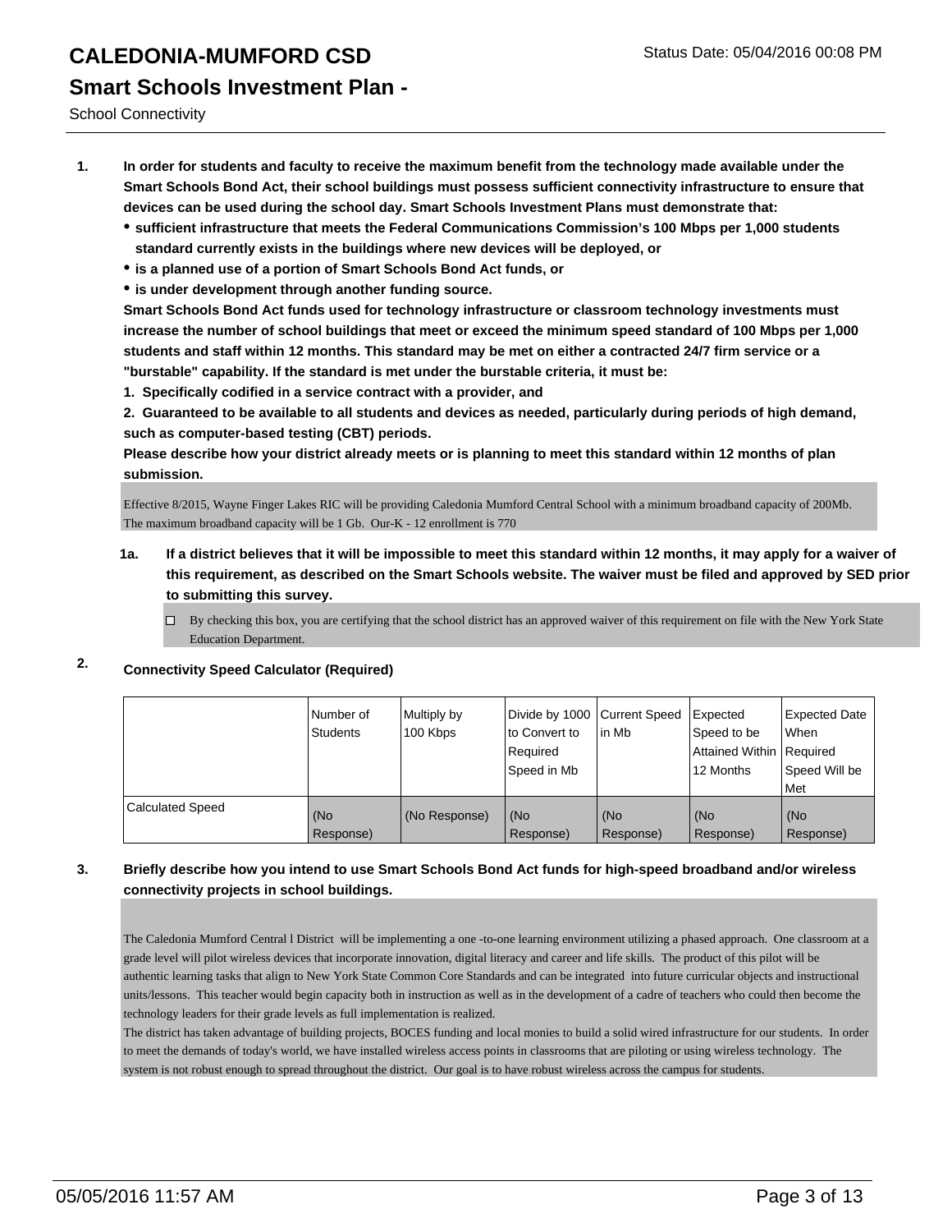# CALEDONIA-MUMFORD CSD

## Smart Schools Investment Plan -

School Connectivity

Status Date: 05/04/2016 00:08 PM

**1. In order for students and faculty to receive the maximum benefit from the technology made available under the Smart Schools Bond Act, their school buildings must possess sufficient connectivity infrastructure to ensure that devices can be used during the school day. Smart Schools Investment Plans must demonstrate that:**

- **sufficient infrastructure that meets the Federal Communications Commission's 100 Mbps per 1,000 students standard currently exists in the buildings where new devices will be deployed, or**
- **is a planned use of a portion of Smart Schools Bond Act funds, or**
- **is under development through another funding source.**

**Smart Schools Bond Act funds used for technology infrastructure or classroom technology investments must increase the number of school buildings that meet or exceed the minimum speed standard of 100 Mbps per 1,000 students and staff within 12 months. This standard may be met on either a contracted 24/7 firm service or a "burstable" capability. If the standard is met under the burstable criteria, it must be:**

**1. Specifically codified in a service contract with a provider, and**

**2. Guaranteed to be available to all students and devices as needed, particularly during periods of high demand, such as computer-based testing (CBT) periods.**

**Please describe how your district already meets or is planning to meet this standard within 12 months of plan submission.**

Effective 8/2015, Wayne Finger Lakes RIC will be providing Caledonia Mumford Central School with a minimum broadband capacity of 200Mb. The maximum broadband capacity will be 1 Gb. Our-K - 12 enrollment is 770

**1a. If a district believes that it will be impossible to meet this standard within 12 months, it may apply for a waiver of this requirement, as described on the Smart Schools website. The waiver must be filed and approved by SED prior to submitting this survey.**

☐ By checking this box, you are certifying that the school district has an approved waiver of this requirement on file with the New York State Education Department.

**2. Connectivity Speed Calculator (Required)**

| | Number of Students | Multiply by 100 Kbps | Divide by 1000 to Convert to Required Speed in Mb | Current Speed in Mb | Expected Speed to be Attained Within 12 Months | Expected Date When Required Speed Will be Met |
|---|---|---|---|---|---|---|
| Calculated Speed | (No Response) | (No Response) | (No Response) | (No Response) | (No Response) | (No Response) |

**3. Briefly describe how you intend to use Smart Schools Bond Act funds for high-speed broadband and/or wireless connectivity projects in school buildings.**

The Caledonia Mumford Central l District will be implementing a one -to-one learning environment utilizing a phased approach. One classroom at a grade level will pilot wireless devices that incorporate innovation, digital literacy and career and life skills. The product of this pilot will be authentic learning tasks that align to New York State Common Core Standards and can be integrated into future curricular objects and instructional units/lessons. This teacher would begin capacity both in instruction as well as in the development of a cadre of teachers who could then become the technology leaders for their grade levels as full implementation is realized.

The district has taken advantage of building projects, BOCES funding and local monies to build a solid wired infrastructure for our students. In order to meet the demands of today's world, we have installed wireless access points in classrooms that are piloting or using wireless technology. The system is not robust enough to spread throughout the district. Our goal is to have robust wireless across the campus for students.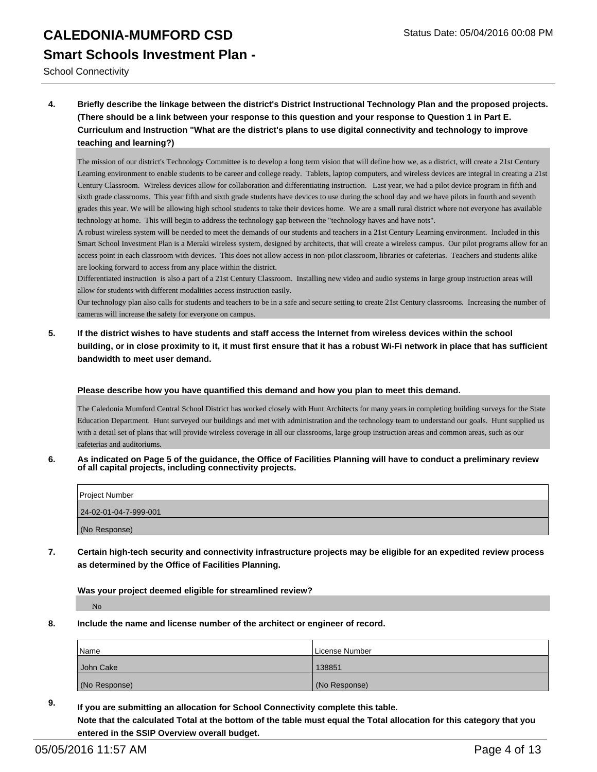**4. Briefly describe the linkage between the district's District Instructional Technology Plan and the proposed projects. (There should be a link between your response to this question and your response to Question 1 in Part E. Curriculum and Instruction "What are the district's plans to use digital connectivity and technology to improve teaching and learning?)**

The mission of our district's Technology Committee is to develop a long term vision that will define how we, as a district, will create a 21st Century Learning environment to enable students to be career and college ready. Tablets, laptop computers, and wireless devices are integral in creating a 21st Century Classroom. Wireless devices allow for collaboration and differentiating instruction. Last year, we had a pilot device program in fifth and sixth grade classrooms. This year fifth and sixth grade students have devices to use during the school day and we have pilots in fourth and seventh grades this year. We will be allowing high school students to take their devices home. We are a small rural district where not everyone has available technology at home. This will begin to address the technology gap between the "technology haves and have nots".
A robust wireless system will be needed to meet the demands of our students and teachers in a 21st Century Learning environment. Included in this Smart School Investment Plan is a Meraki wireless system, designed by architects, that will create a wireless campus. Our pilot programs allow for an access point in each classroom with devices. This does not allow access in non-pilot classroom, libraries or cafeterias. Teachers and students alike are looking forward to access from any place within the district.
Differentiated instruction is also a part of a 21st Century Classroom. Installing new video and audio systems in large group instruction areas will allow for students with different modalities access instruction easily.
Our technology plan also calls for students and teachers to be in a safe and secure setting to create 21st Century classrooms. Increasing the number of cameras will increase the safety for everyone on campus.

**5. If the district wishes to have students and staff access the Internet from wireless devices within the school building, or in close proximity to it, it must first ensure that it has a robust Wi-Fi network in place that has sufficient bandwidth to meet user demand.**

**Please describe how you have quantified this demand and how you plan to meet this demand.**

The Caledonia Mumford Central School District has worked closely with Hunt Architects for many years in completing building surveys for the State Education Department. Hunt surveyed our buildings and met with administration and the technology team to understand our goals. Hunt supplied us with a detail set of plans that will provide wireless coverage in all our classrooms, large group instruction areas and common areas, such as our cafeterias and auditoriums.

**6. As indicated on Page 5 of the guidance, the Office of Facilities Planning will have to conduct a preliminary review of all capital projects, including connectivity projects.**

| Project Number |
|---|
| 24-02-01-04-7-999-001 |
| (No Response) |

**7. Certain high-tech security and connectivity infrastructure projects may be eligible for an expedited review process as determined by the Office of Facilities Planning.**

**Was your project deemed eligible for streamlined review?**

No

**8. Include the name and license number of the architect or engineer of record.**

| Name | License Number |
|---|---|
| John Cake | 138851 |
| (No Response) | (No Response) |

**9. If you are submitting an allocation for School Connectivity complete this table. Note that the calculated Total at the bottom of the table must equal the Total allocation for this category that you entered in the SSIP Overview overall budget.**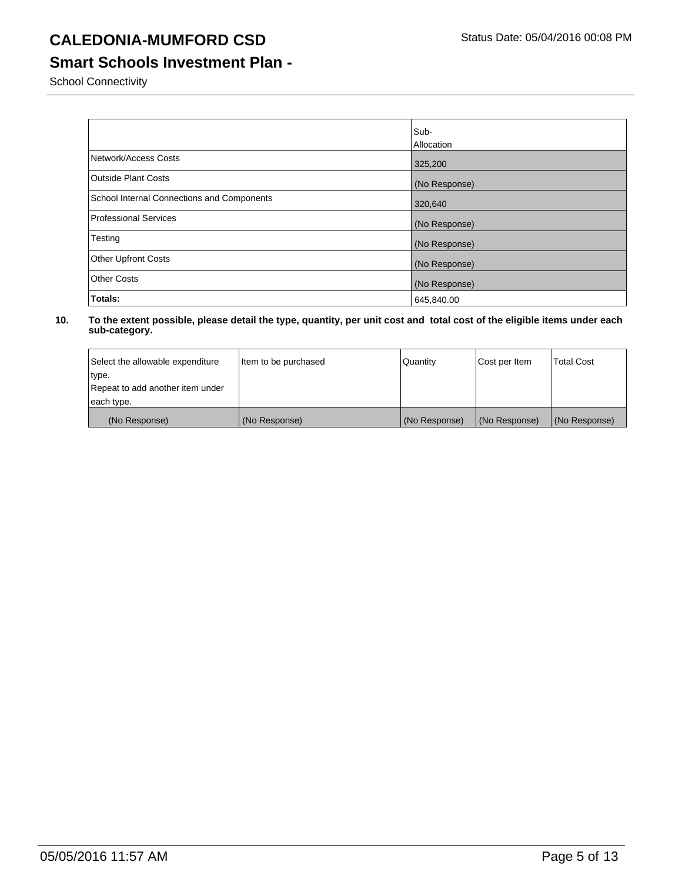# CALEDONIA-MUMFORD CSD

Status Date: 05/04/2016 00:08 PM

## Smart Schools Investment Plan -

School Connectivity

| | Sub-Allocation |
|---|---|
| Network/Access Costs | 325,200 |
| Outside Plant Costs | (No Response) |
| School Internal Connections and Components | 320,640 |
| Professional Services | (No Response) |
| Testing | (No Response) |
| Other Upfront Costs | (No Response) |
| Other Costs | (No Response) |
| **Totals:** | 645,840.00 |

**10. To the extent possible, please detail the type, quantity, per unit cost and total cost of the eligible items under each sub-category.**

| Select the allowable expenditure type. Repeat to add another item under each type. | Item to be purchased | Quantity | Cost per Item | Total Cost |
|---|---|---|---|---|
| (No Response) | (No Response) | (No Response) | (No Response) | (No Response) |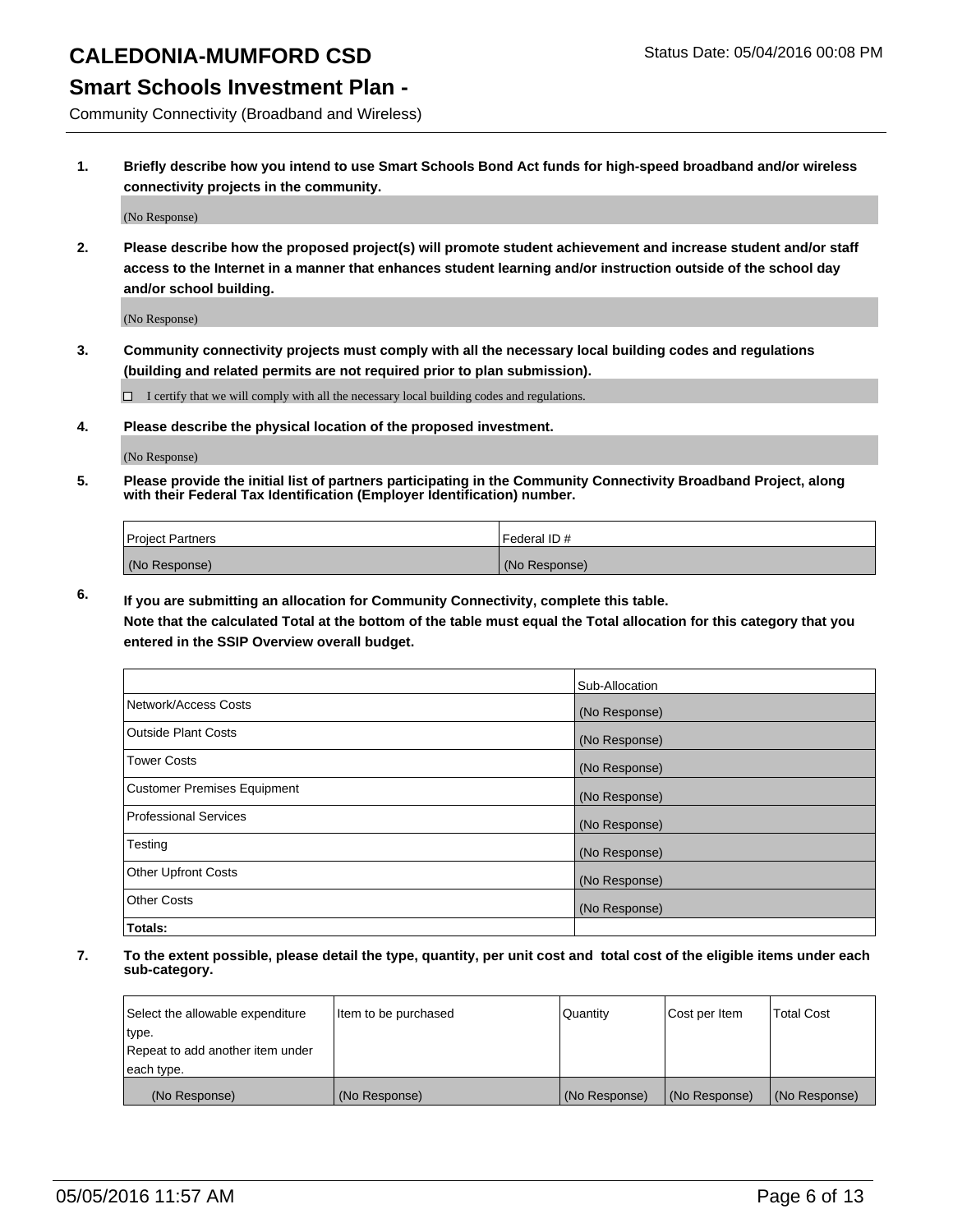# CALEDONIA-MUMFORD CSD

Status Date: 05/04/2016 00:08 PM

## Smart Schools Investment Plan -

Community Connectivity (Broadband and Wireless)

**1. Briefly describe how you intend to use Smart Schools Bond Act funds for high-speed broadband and/or wireless connectivity projects in the community.**

(No Response)

**2. Please describe how the proposed project(s) will promote student achievement and increase student and/or staff access to the Internet in a manner that enhances student learning and/or instruction outside of the school day and/or school building.**

(No Response)

**3. Community connectivity projects must comply with all the necessary local building codes and regulations (building and related permits are not required prior to plan submission).**

☐ I certify that we will comply with all the necessary local building codes and regulations.

**4. Please describe the physical location of the proposed investment.**

(No Response)

**5. Please provide the initial list of partners participating in the Community Connectivity Broadband Project, along with their Federal Tax Identification (Employer Identification) number.**

| Project Partners | Federal ID # |
|---|---|
| (No Response) | (No Response) |

**6. If you are submitting an allocation for Community Connectivity, complete this table.**
**Note that the calculated Total at the bottom of the table must equal the Total allocation for this category that you entered in the SSIP Overview overall budget.**

| | Sub-Allocation |
|---|---|
| Network/Access Costs | (No Response) |
| Outside Plant Costs | (No Response) |
| Tower Costs | (No Response) |
| Customer Premises Equipment | (No Response) |
| Professional Services | (No Response) |
| Testing | (No Response) |
| Other Upfront Costs | (No Response) |
| Other Costs | (No Response) |
| **Totals:** | |

**7. To the extent possible, please detail the type, quantity, per unit cost and total cost of the eligible items under each sub-category.**

| Select the allowable expenditure type. Repeat to add another item under each type. | Item to be purchased | Quantity | Cost per Item | Total Cost |
|---|---|---|---|---|
| (No Response) | (No Response) | (No Response) | (No Response) | (No Response) |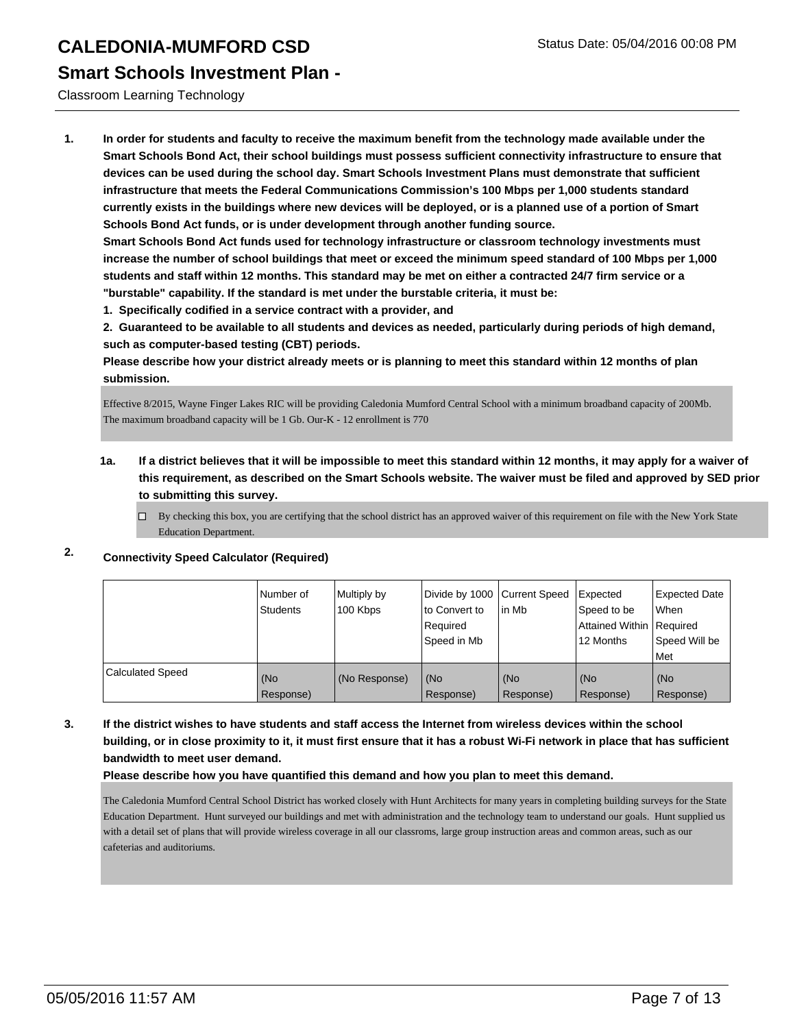# CALEDONIA-MUMFORD CSD

Status Date: 05/04/2016 00:08 PM

## Smart Schools Investment Plan -

Classroom Learning Technology

**1. In order for students and faculty to receive the maximum benefit from the technology made available under the Smart Schools Bond Act, their school buildings must possess sufficient connectivity infrastructure to ensure that devices can be used during the school day. Smart Schools Investment Plans must demonstrate that sufficient infrastructure that meets the Federal Communications Commission's 100 Mbps per 1,000 students standard currently exists in the buildings where new devices will be deployed, or is a planned use of a portion of Smart Schools Bond Act funds, or is under development through another funding source.**

**Smart Schools Bond Act funds used for technology infrastructure or classroom technology investments must increase the number of school buildings that meet or exceed the minimum speed standard of 100 Mbps per 1,000 students and staff within 12 months. This standard may be met on either a contracted 24/7 firm service or a "burstable" capability. If the standard is met under the burstable criteria, it must be:**

**1. Specifically codified in a service contract with a provider, and**

**2. Guaranteed to be available to all students and devices as needed, particularly during periods of high demand, such as computer-based testing (CBT) periods.**

**Please describe how your district already meets or is planning to meet this standard within 12 months of plan submission.**

Effective 8/2015, Wayne Finger Lakes RIC will be providing Caledonia Mumford Central School with a minimum broadband capacity of 200Mb. The maximum broadband capacity will be 1 Gb. Our-K - 12 enrollment is 770

**1a. If a district believes that it will be impossible to meet this standard within 12 months, it may apply for a waiver of this requirement, as described on the Smart Schools website. The waiver must be filed and approved by SED prior to submitting this survey.**

☐ By checking this box, you are certifying that the school district has an approved waiver of this requirement on file with the New York State Education Department.

**2. Connectivity Speed Calculator (Required)**

| | Number of Students | Multiply by 100 Kbps | Divide by 1000 to Convert to Required Speed in Mb | Current Speed in Mb | Expected Speed to be Attained Within 12 Months | Expected Date When Required Speed Will be Met |
|---|---|---|---|---|---|---|
| Calculated Speed | (No Response) | (No Response) | (No Response) | (No Response) | (No Response) | (No Response) |

**3. If the district wishes to have students and staff access the Internet from wireless devices within the school building, or in close proximity to it, it must first ensure that it has a robust Wi-Fi network in place that has sufficient bandwidth to meet user demand.**

**Please describe how you have quantified this demand and how you plan to meet this demand.**

The Caledonia Mumford Central School District has worked closely with Hunt Architects for many years in completing building surveys for the State Education Department. Hunt surveyed our buildings and met with administration and the technology team to understand our goals. Hunt supplied us with a detail set of plans that will provide wireless coverage in all our classroms, large group instruction areas and common areas, such as our cafeterias and auditoriums.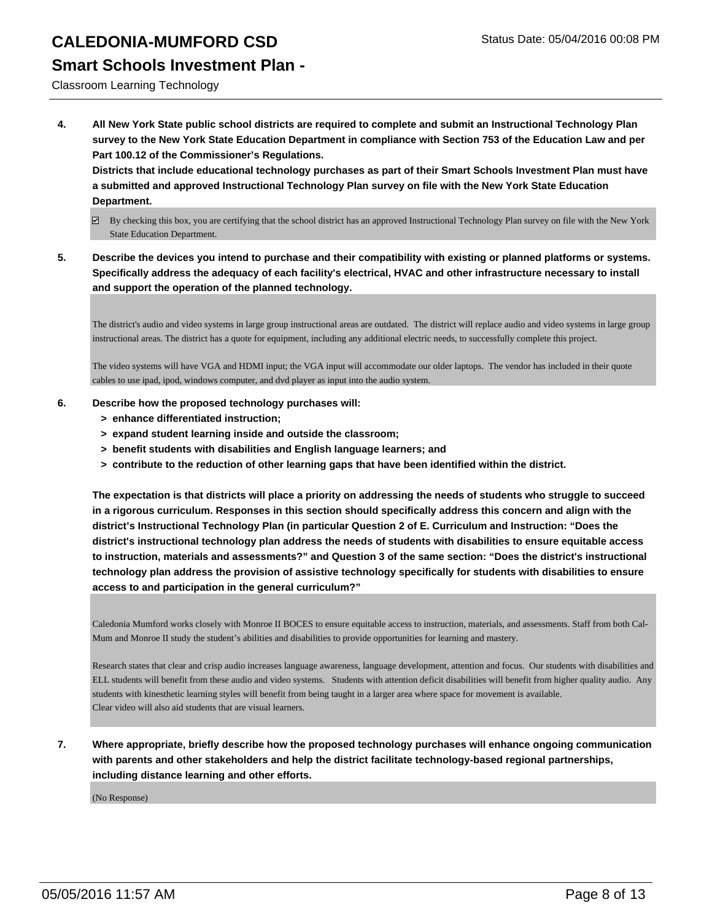**4. All New York State public school districts are required to complete and submit an Instructional Technology Plan survey to the New York State Education Department in compliance with Section 753 of the Education Law and per Part 100.12 of the Commissioner's Regulations.**

**Districts that include educational technology purchases as part of their Smart Schools Investment Plan must have a submitted and approved Instructional Technology Plan survey on file with the New York State Education Department.**

☑ By checking this box, you are certifying that the school district has an approved Instructional Technology Plan survey on file with the New York State Education Department.

**5. Describe the devices you intend to purchase and their compatibility with existing or planned platforms or systems. Specifically address the adequacy of each facility's electrical, HVAC and other infrastructure necessary to install and support the operation of the planned technology.**

The district's audio and video systems in large group instructional areas are outdated. The district will replace audio and video systems in large group instructional areas. The district has a quote for equipment, including any additional electric needs, to successfully complete this project.

The video systems will have VGA and HDMI input; the VGA input will accommodate our older laptops. The vendor has included in their quote cables to use ipad, ipod, windows computer, and dvd player as input into the audio system.

**6. Describe how the proposed technology purchases will:**
- **> enhance differentiated instruction;**
- **> expand student learning inside and outside the classroom;**
- **> benefit students with disabilities and English language learners; and**
- **> contribute to the reduction of other learning gaps that have been identified within the district.**

**The expectation is that districts will place a priority on addressing the needs of students who struggle to succeed in a rigorous curriculum. Responses in this section should specifically address this concern and align with the district's Instructional Technology Plan (in particular Question 2 of E. Curriculum and Instruction: "Does the district's instructional technology plan address the needs of students with disabilities to ensure equitable access to instruction, materials and assessments?" and Question 3 of the same section: "Does the district's instructional technology plan address the provision of assistive technology specifically for students with disabilities to ensure access to and participation in the general curriculum?"**

Caledonia Mumford works closely with Monroe II BOCES to ensure equitable access to instruction, materials, and assessments. Staff from both Cal-Mum and Monroe II study the student's abilities and disabilities to provide opportunities for learning and mastery.

Research states that clear and crisp audio increases language awareness, language development, attention and focus. Our students with disabilities and ELL students will benefit from these audio and video systems. Students with attention deficit disabilities will benefit from higher quality audio. Any students with kinesthetic learning styles will benefit from being taught in a larger area where space for movement is available.
Clear video will also aid students that are visual learners.

**7. Where appropriate, briefly describe how the proposed technology purchases will enhance ongoing communication with parents and other stakeholders and help the district facilitate technology-based regional partnerships, including distance learning and other efforts.**

(No Response)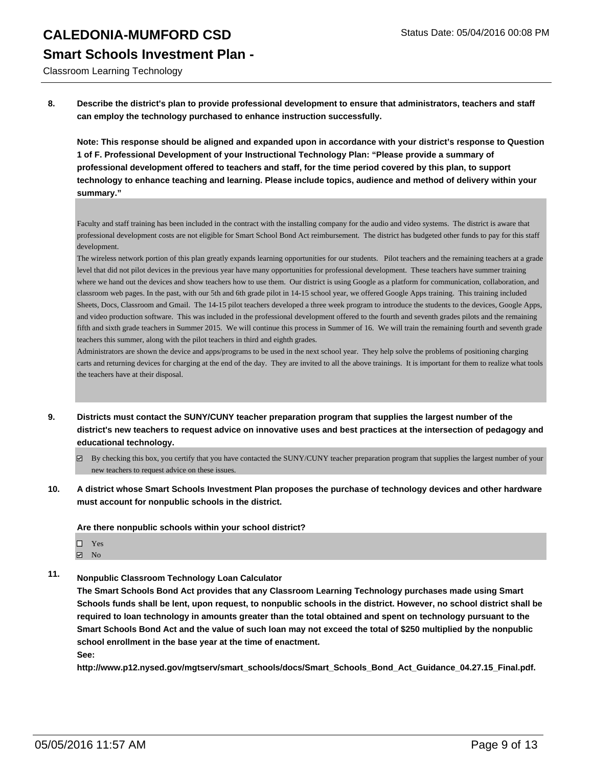**8. Describe the district's plan to provide professional development to ensure that administrators, teachers and staff can employ the technology purchased to enhance instruction successfully.**

**Note: This response should be aligned and expanded upon in accordance with your district's response to Question 1 of F. Professional Development of your Instructional Technology Plan: "Please provide a summary of professional development offered to teachers and staff, for the time period covered by this plan, to support technology to enhance teaching and learning. Please include topics, audience and method of delivery within your summary."**

Faculty and staff training has been included in the contract with the installing company for the audio and video systems. The district is aware that professional development costs are not eligible for Smart School Bond Act reimbursement. The district has budgeted other funds to pay for this staff development.
The wireless network portion of this plan greatly expands learning opportunities for our students. Pilot teachers and the remaining teachers at a grade level that did not pilot devices in the previous year have many opportunities for professional development. These teachers have summer training where we hand out the devices and show teachers how to use them. Our district is using Google as a platform for communication, collaboration, and classroom web pages. In the past, with our 5th and 6th grade pilot in 14-15 school year, we offered Google Apps training. This training included Sheets, Docs, Classroom and Gmail. The 14-15 pilot teachers developed a three week program to introduce the students to the devices, Google Apps, and video production software. This was included in the professional development offered to the fourth and seventh grades pilots and the remaining fifth and sixth grade teachers in Summer 2015. We will continue this process in Summer of 16. We will train the remaining fourth and seventh grade teachers this summer, along with the pilot teachers in third and eighth grades.
Administrators are shown the device and apps/programs to be used in the next school year. They help solve the problems of positioning charging carts and returning devices for charging at the end of the day. They are invited to all the above trainings. It is important for them to realize what tools the teachers have at their disposal.

**9. Districts must contact the SUNY/CUNY teacher preparation program that supplies the largest number of the district's new teachers to request advice on innovative uses and best practices at the intersection of pedagogy and educational technology.**

☑ By checking this box, you certify that you have contacted the SUNY/CUNY teacher preparation program that supplies the largest number of your new teachers to request advice on these issues.

**10. A district whose Smart Schools Investment Plan proposes the purchase of technology devices and other hardware must account for nonpublic schools in the district.**

**Are there nonpublic schools within your school district?**

☐ Yes
☑ No

**11. Nonpublic Classroom Technology Loan Calculator**
**The Smart Schools Bond Act provides that any Classroom Learning Technology purchases made using Smart Schools funds shall be lent, upon request, to nonpublic schools in the district. However, no school district shall be required to loan technology in amounts greater than the total obtained and spent on technology pursuant to the Smart Schools Bond Act and the value of such loan may not exceed the total of $250 multiplied by the nonpublic school enrollment in the base year at the time of enactment.**
**See:**
**http://www.p12.nysed.gov/mgtserv/smart_schools/docs/Smart_Schools_Bond_Act_Guidance_04.27.15_Final.pdf.**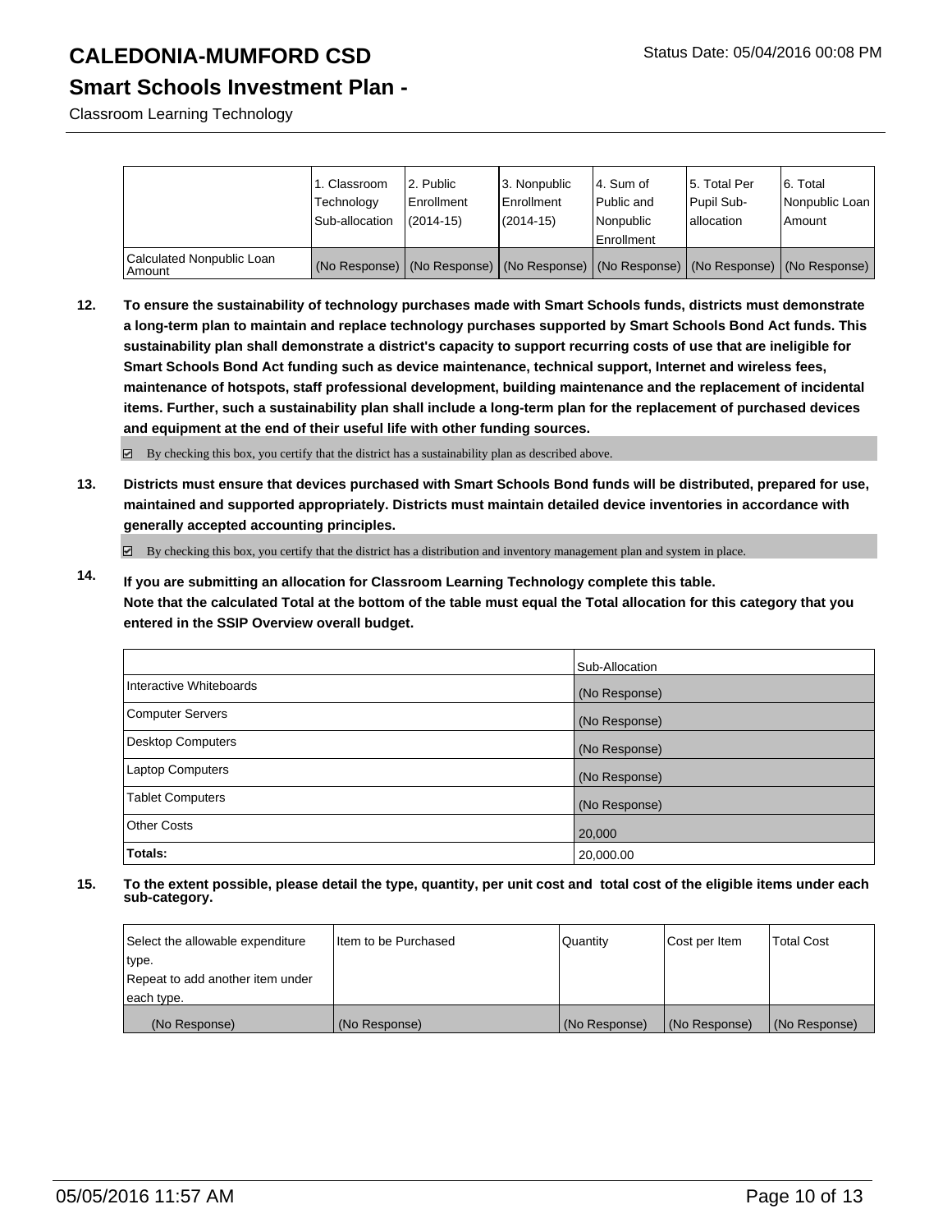# CALEDONIA-MUMFORD CSD

Status Date: 05/04/2016 00:08 PM

## Smart Schools Investment Plan -

Classroom Learning Technology

| | 1. Classroom Technology Sub-allocation | 2. Public Enrollment (2014-15) | 3. Nonpublic Enrollment (2014-15) | 4. Sum of Public and Nonpublic Enrollment | 5. Total Per Pupil Sub-allocation | 6. Total Nonpublic Loan Amount |
|---|---|---|---|---|---|---|
| Calculated Nonpublic Loan Amount | (No Response) | (No Response) | (No Response) | (No Response) | (No Response) | (No Response) |

**12. To ensure the sustainability of technology purchases made with Smart Schools funds, districts must demonstrate a long-term plan to maintain and replace technology purchases supported by Smart Schools Bond Act funds. This sustainability plan shall demonstrate a district's capacity to support recurring costs of use that are ineligible for Smart Schools Bond Act funding such as device maintenance, technical support, Internet and wireless fees, maintenance of hotspots, staff professional development, building maintenance and the replacement of incidental items. Further, such a sustainability plan shall include a long-term plan for the replacement of purchased devices and equipment at the end of their useful life with other funding sources.**

☑ By checking this box, you certify that the district has a sustainability plan as described above.

**13. Districts must ensure that devices purchased with Smart Schools Bond funds will be distributed, prepared for use, maintained and supported appropriately. Districts must maintain detailed device inventories in accordance with generally accepted accounting principles.**

☑ By checking this box, you certify that the district has a distribution and inventory management plan and system in place.

**14. If you are submitting an allocation for Classroom Learning Technology complete this table. Note that the calculated Total at the bottom of the table must equal the Total allocation for this category that you entered in the SSIP Overview overall budget.**

| | Sub-Allocation |
|---|---|
| Interactive Whiteboards | (No Response) |
| Computer Servers | (No Response) |
| Desktop Computers | (No Response) |
| Laptop Computers | (No Response) |
| Tablet Computers | (No Response) |
| Other Costs | 20,000 |
| **Totals:** | 20,000.00 |

**15. To the extent possible, please detail the type, quantity, per unit cost and total cost of the eligible items under each sub-category.**

| Select the allowable expenditure type. Repeat to add another item under each type. | Item to be Purchased | Quantity | Cost per Item | Total Cost |
|---|---|---|---|---|
| (No Response) | (No Response) | (No Response) | (No Response) | (No Response) |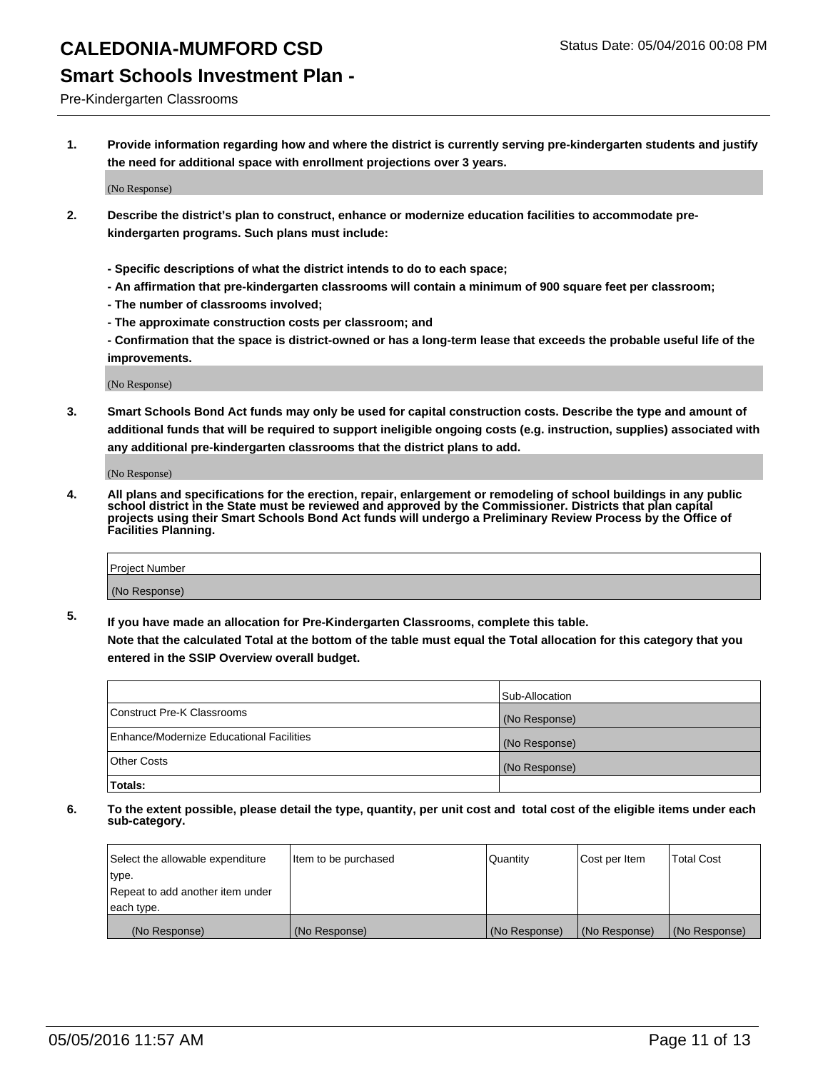# CALEDONIA-MUMFORD CSD

Status Date: 05/04/2016 00:08 PM

## Smart Schools Investment Plan -

Pre-Kindergarten Classrooms

1. **Provide information regarding how and where the district is currently serving pre-kindergarten students and justify the need for additional space with enrollment projections over 3 years.**

   (No Response)

2. **Describe the district's plan to construct, enhance or modernize education facilities to accommodate pre-kindergarten programs. Such plans must include:**

   **- Specific descriptions of what the district intends to do to each space;**
   **- An affirmation that pre-kindergarten classrooms will contain a minimum of 900 square feet per classroom;**
   **- The number of classrooms involved;**
   **- The approximate construction costs per classroom; and**
   **- Confirmation that the space is district-owned or has a long-term lease that exceeds the probable useful life of the improvements.**

   (No Response)

3. **Smart Schools Bond Act funds may only be used for capital construction costs. Describe the type and amount of additional funds that will be required to support ineligible ongoing costs (e.g. instruction, supplies) associated with any additional pre-kindergarten classrooms that the district plans to add.**

   (No Response)

4. **All plans and specifications for the erection, repair, enlargement or remodeling of school buildings in any public school district in the State must be reviewed and approved by the Commissioner. Districts that plan capital projects using their Smart Schools Bond Act funds will undergo a Preliminary Review Process by the Office of Facilities Planning.**

| Project Number |
| --- |
| (No Response) |

5. **If you have made an allocation for Pre-Kindergarten Classrooms, complete this table.**
   **Note that the calculated Total at the bottom of the table must equal the Total allocation for this category that you entered in the SSIP Overview overall budget.**

| | Sub-Allocation |
| --- | --- |
| Construct Pre-K Classrooms | (No Response) |
| Enhance/Modernize Educational Facilities | (No Response) |
| Other Costs | (No Response) |
| **Totals:** | |

6. **To the extent possible, please detail the type, quantity, per unit cost and total cost of the eligible items under each sub-category.**

| Select the allowable expenditure type. Repeat to add another item under each type. | Item to be purchased | Quantity | Cost per Item | Total Cost |
| --- | --- | --- | --- | --- |
| (No Response) | (No Response) | (No Response) | (No Response) | (No Response) |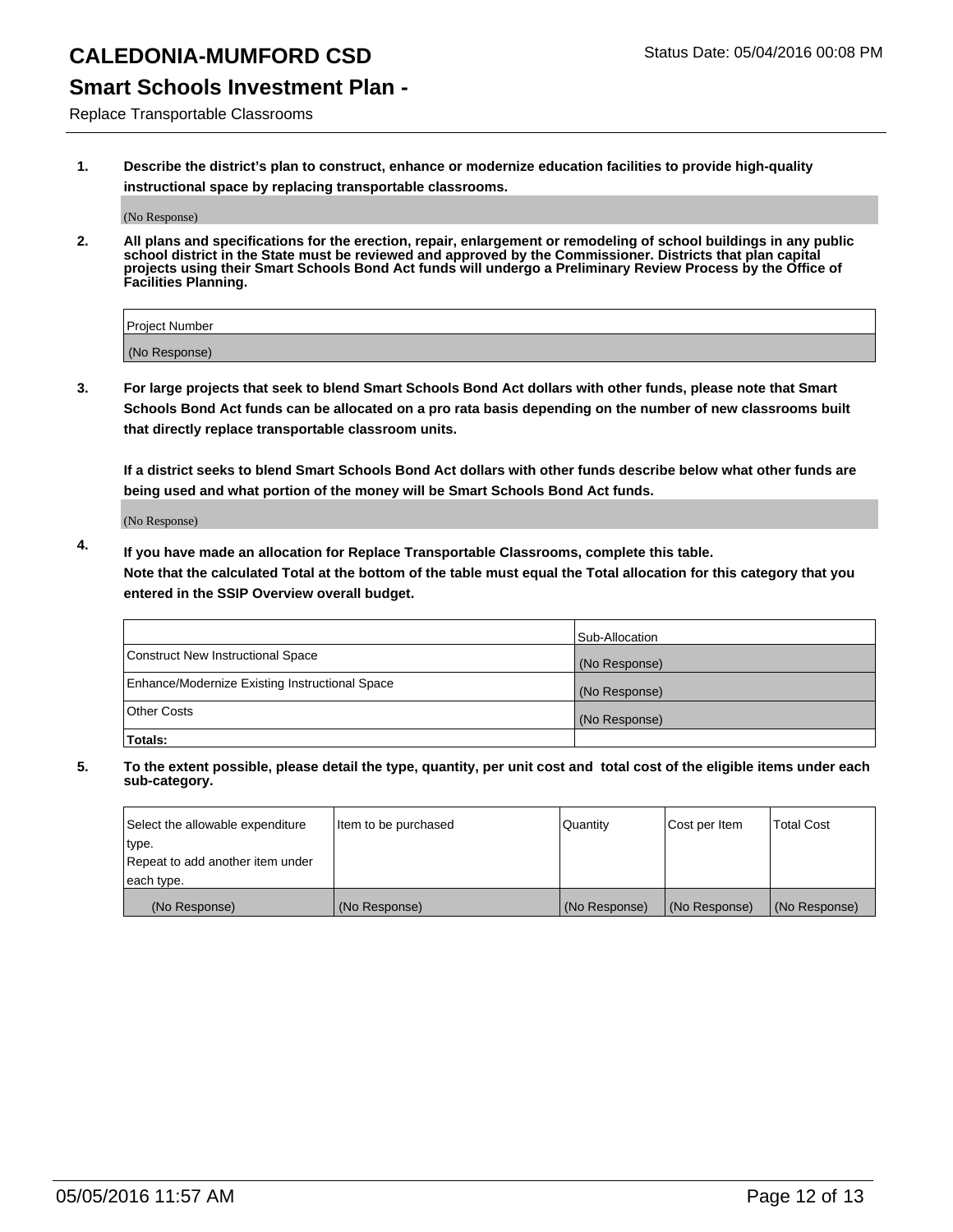# CALEDONIA-MUMFORD CSD

Status Date: 05/04/2016 00:08 PM

## Smart Schools Investment Plan -

Replace Transportable Classrooms

**1. Describe the district's plan to construct, enhance or modernize education facilities to provide high-quality instructional space by replacing transportable classrooms.**

(No Response)

**2. All plans and specifications for the erection, repair, enlargement or remodeling of school buildings in any public school district in the State must be reviewed and approved by the Commissioner. Districts that plan capital projects using their Smart Schools Bond Act funds will undergo a Preliminary Review Process by the Office of Facilities Planning.**

| Project Number |
|---|
| (No Response) |

**3. For large projects that seek to blend Smart Schools Bond Act dollars with other funds, please note that Smart Schools Bond Act funds can be allocated on a pro rata basis depending on the number of new classrooms built that directly replace transportable classroom units.**

**If a district seeks to blend Smart Schools Bond Act dollars with other funds describe below what other funds are being used and what portion of the money will be Smart Schools Bond Act funds.**

(No Response)

**4. If you have made an allocation for Replace Transportable Classrooms, complete this table. Note that the calculated Total at the bottom of the table must equal the Total allocation for this category that you entered in the SSIP Overview overall budget.**

| | Sub-Allocation |
|---|---|
| Construct New Instructional Space | (No Response) |
| Enhance/Modernize Existing Instructional Space | (No Response) |
| Other Costs | (No Response) |
| **Totals:** | |

**5. To the extent possible, please detail the type, quantity, per unit cost and total cost of the eligible items under each sub-category.**

| Select the allowable expenditure type. Repeat to add another item under each type. | Item to be purchased | Quantity | Cost per Item | Total Cost |
|---|---|---|---|---|
| (No Response) | (No Response) | (No Response) | (No Response) | (No Response) |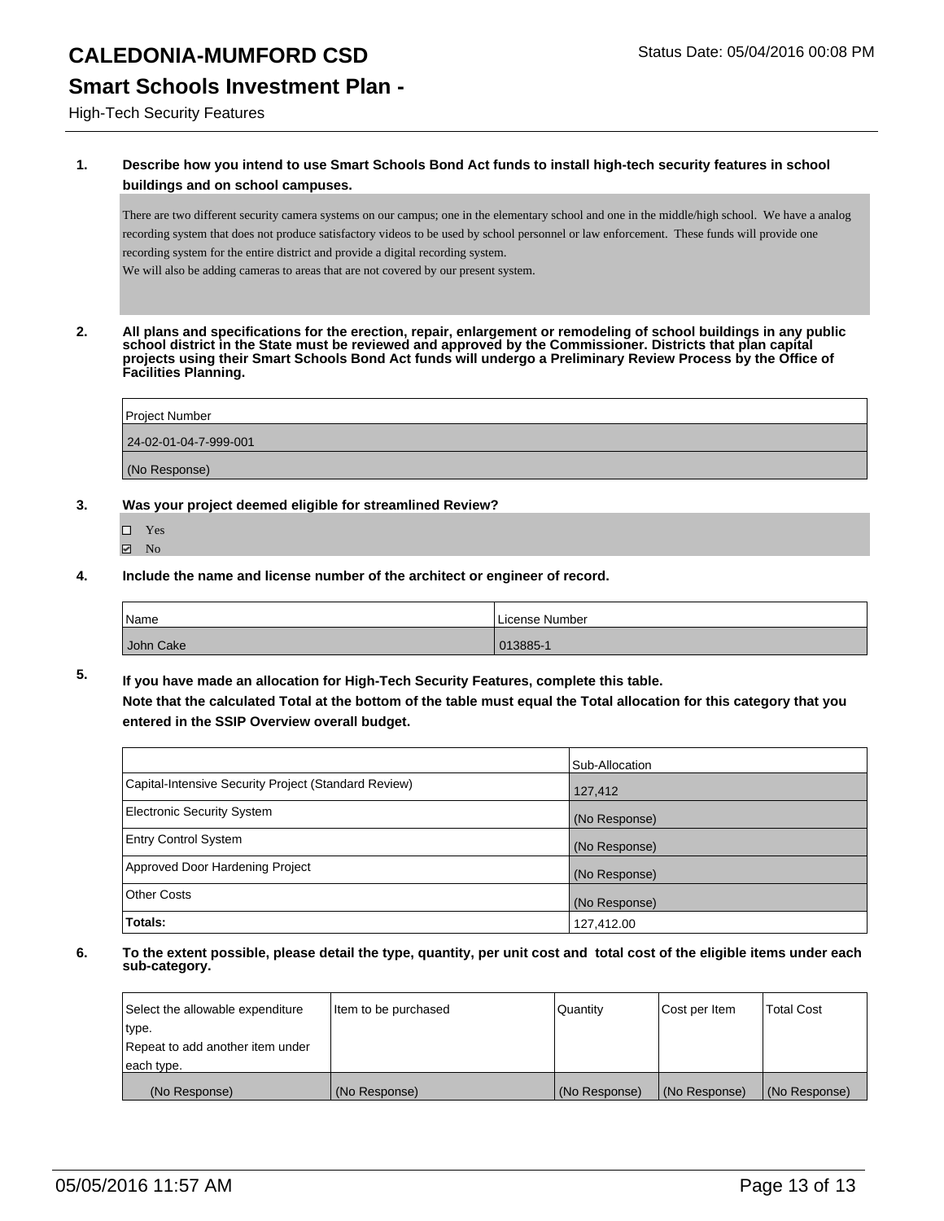# CALEDONIA-MUMFORD CSD

Status Date: 05/04/2016 00:08 PM

## Smart Schools Investment Plan -

High-Tech Security Features

**1. Describe how you intend to use Smart Schools Bond Act funds to install high-tech security features in school buildings and on school campuses.**

There are two different security camera systems on our campus; one in the elementary school and one in the middle/high school. We have a analog recording system that does not produce satisfactory videos to be used by school personnel or law enforcement. These funds will provide one recording system for the entire district and provide a digital recording system.
We will also be adding cameras to areas that are not covered by our present system.

**2. All plans and specifications for the erection, repair, enlargement or remodeling of school buildings in any public school district in the State must be reviewed and approved by the Commissioner. Districts that plan capital projects using their Smart Schools Bond Act funds will undergo a Preliminary Review Process by the Office of Facilities Planning.**

| Project Number |
| --- |
| 24-02-01-04-7-999-001 |
| (No Response) |

**3. Was your project deemed eligible for streamlined Review?**

- ☐ Yes
- ☑ No

**4. Include the name and license number of the architect or engineer of record.**

| Name | License Number |
| --- | --- |
| John Cake | 013885-1 |

**5. If you have made an allocation for High-Tech Security Features, complete this table.**
**Note that the calculated Total at the bottom of the table must equal the Total allocation for this category that you entered in the SSIP Overview overall budget.**

| | Sub-Allocation |
| --- | --- |
| Capital-Intensive Security Project (Standard Review) | 127,412 |
| Electronic Security System | (No Response) |
| Entry Control System | (No Response) |
| Approved Door Hardening Project | (No Response) |
| Other Costs | (No Response) |
| **Totals:** | 127,412.00 |

**6. To the extent possible, please detail the type, quantity, per unit cost and total cost of the eligible items under each sub-category.**

| Select the allowable expenditure type. Repeat to add another item under each type. | Item to be purchased | Quantity | Cost per Item | Total Cost |
| --- | --- | --- | --- | --- |
| (No Response) | (No Response) | (No Response) | (No Response) | (No Response) |

05/05/2016 11:57 AM